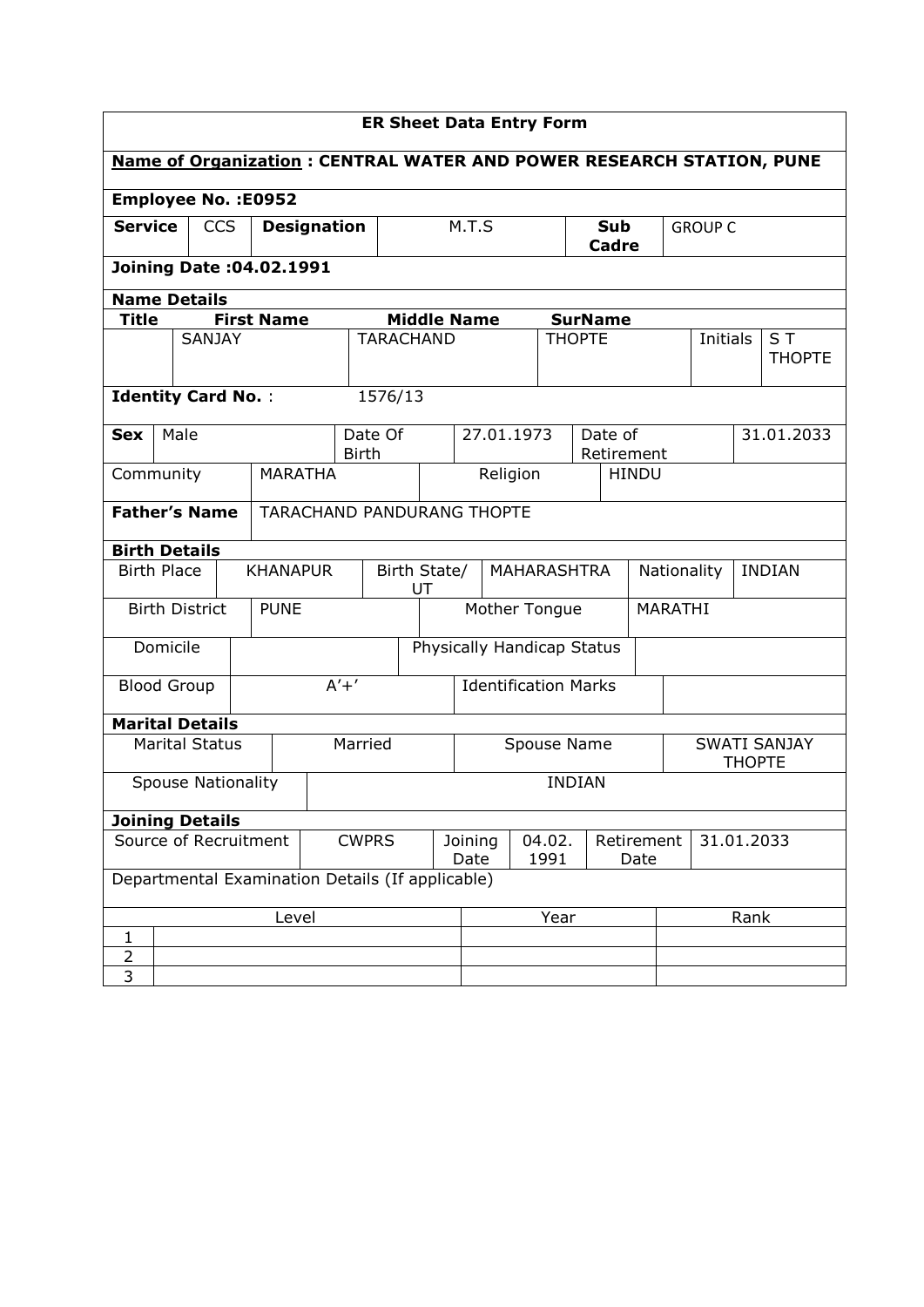# ER Sheet Data Entry Form

**Name of Organization : CENTRAL WATER AND POWER RESEARCH STATION, PUNE**

**Employee No. :E0952**

| **Service** | CCS | **Designation** | M.T.S | **Sub Cadre** | GROUP C |
|---|---|---|---|---|---|

**Joining Date :04.02.1991**

**Name Details**

| **Title** | **First Name** | **Middle Name** | **SurName** | | |
|---|---|---|---|---|---|
| | SANJAY | TARACHAND | THOPTE | Initials | S T THOPTE |

**Identity Card No.** : 1576/13

| **Sex** | Male | Date Of Birth | 27.01.1973 | Date of Retirement | 31.01.2033 |
|---|---|---|---|---|---|
| Community | MARATHA | Religion | HINDU | | |

| **Father's Name** | TARACHAND PANDURANG THOPTE |
|---|---|

**Birth Details**

| Birth Place | KHANAPUR | Birth State/ UT | MAHARASHTRA | Nationality | INDIAN |
|---|---|---|---|---|---|
| Birth District | PUNE | Mother Tongue | MARATHI | | |
| Domicile | | Physically Handicap Status | | | |
| Blood Group | A'+' | Identification Marks | | | |

**Marital Details**

| Marital Status | Married | Spouse Name | SWATI SANJAY THOPTE |
|---|---|---|---|
| Spouse Nationality | INDIAN | | |

**Joining Details**

| Source of Recruitment | CWPRS | Joining Date | 04.02. 1991 | Retirement Date | 31.01.2033 |
|---|---|---|---|---|---|

Departmental Examination Details (If applicable)

| | Level | Year | Rank |
|---|---|---|---|
| 1 | | | |
| 2 | | | |
| 3 | | | |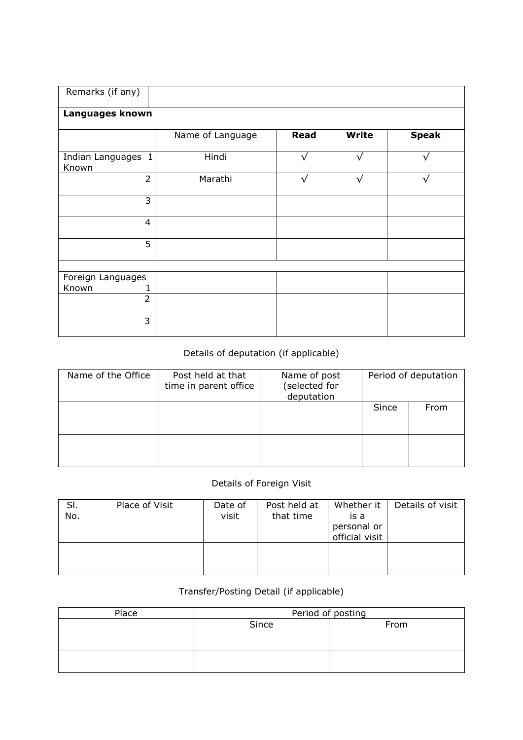| Remarks (if any) | | | | |
|---|---|---|---|---|
| **Languages known** | | | | |
| | Name of Language | **Read** | **Write** | **Speak** |
| Indian Languages Known 1 | Hindi | √ | √ | √ |
| 2 | Marathi | √ | √ | √ |
| 3 | | | | |
| 4 | | | | |
| 5 | | | | |
| | | | | |
| Foreign Languages Known 1 | | | | |
| 2 | | | | |
| 3 | | | | |

Details of deputation (if applicable)

| Name of the Office | Post held at that time in parent office | Name of post (selected for deputation | Period of deputation | |
|---|---|---|---|---|
| | | | Since | From |
| | | | | |

Details of Foreign Visit

| Sl. No. | Place of Visit | Date of visit | Post held at that time | Whether it is a personal or official visit | Details of visit |
|---|---|---|---|---|---|
| | | | | | |

Transfer/Posting Detail (if applicable)

| Place | Period of posting | |
|---|---|---|
| | Since | From |
| | | |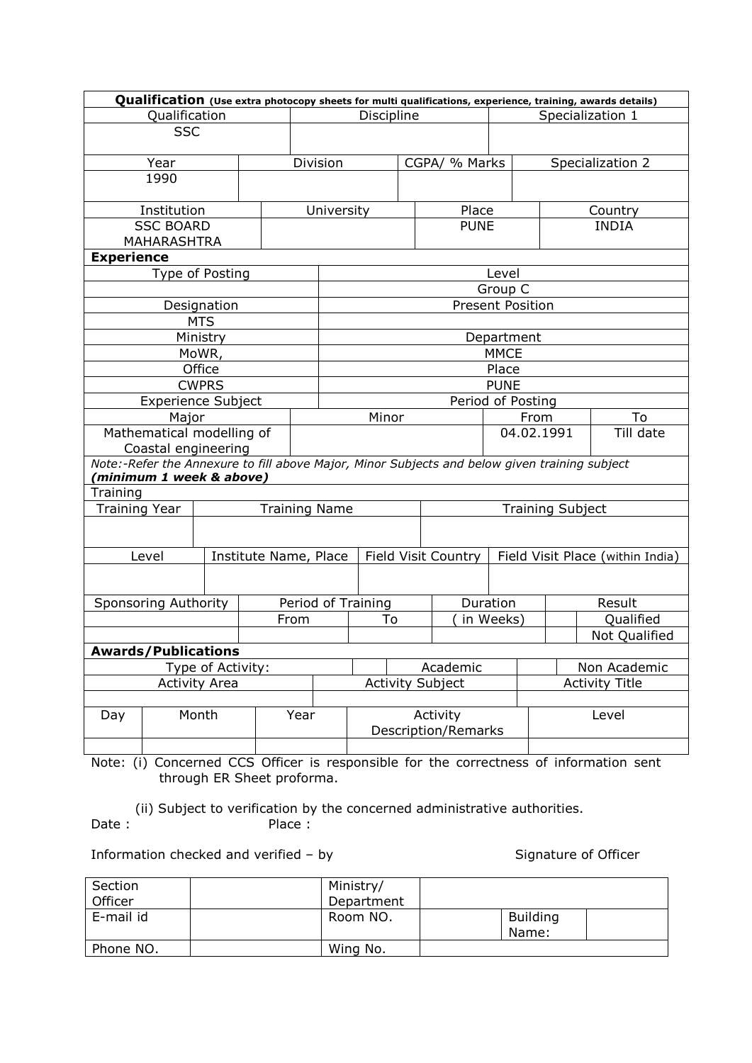**Qualification** (Use extra photocopy sheets for multi qualifications, experience, training, awards details)

| Qualification | Discipline | Specialization 1 |
|---|---|---|
| SSC | | |

| Year | Division | CGPA/ % Marks | Specialization 2 |
|---|---|---|---|
| 1990 | | | |

| Institution | University | Place | Country |
|---|---|---|---|
| SSC BOARD MAHARASHTRA | | PUNE | INDIA |

**Experience**

| Type of Posting | Level |
|---|---|
| | Group C |
| Designation | Present Position |
| MTS | |
| Ministry | Department |
| MoWR, | MMCE |
| Office | Place |
| CWPRS | PUNE |

| Experience Subject | | Period of Posting | |
|---|---|---|---|
| Major | Minor | From | To |
| Mathematical modelling of Coastal engineering | | 04.02.1991 | Till date |

Note:-Refer the Annexure to fill above Major, Minor Subjects and below given training subject ***(minimum 1 week & above)***

Training

| Training Year | Training Name | Training Subject |
|---|---|---|
| | | |

| Level | Institute Name, Place | Field Visit Country | Field Visit Place (within India) |
|---|---|---|---|
| | | | |

| Sponsoring Authority | Period of Training | | Duration | Result | |
|---|---|---|---|---|---|
| | From | To | ( in Weeks) | | Qualified |
| | | | | | Not Qualified |

**Awards/Publications**

| Type of Activity: | | Academic | | Non Academic |
|---|---|---|---|---|

| Activity Area | Activity Subject | Activity Title |
|---|---|---|
| | | |

| Day | Month | Year | Activity Description/Remarks | Level |
|---|---|---|---|---|
| | | | | |

Note: (i) Concerned CCS Officer is responsible for the correctness of information sent through ER Sheet proforma.

(ii) Subject to verification by the concerned administrative authorities.

Date : Place :

Information checked and verified – by Signature of Officer

| | | | | | |
|---|---|---|---|---|---|
| Section Officer | | Ministry/ Department | | | |
| E-mail id | | Room NO. | | Building Name: | |
| Phone NO. | | Wing No. | | | |